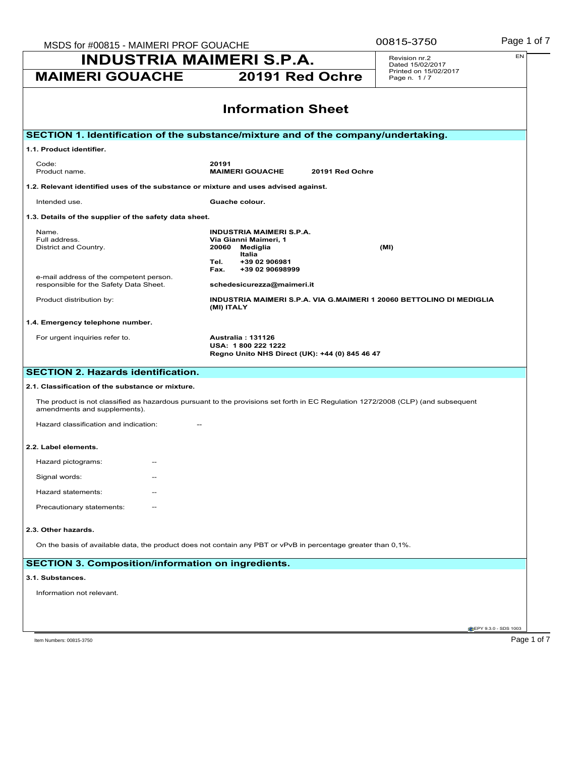# INDUSTRIA MAIMERI S.P.A.

## MAIMERI GOUACHE 20191 Red Ochre

Revision nr.2
Dated 15/02/2017
Printed on 15/02/2017
Page n. 1 / 7

EN

# Information Sheet

## SECTION 1. Identification of the substance/mixture and of the company/undertaking.

### 1.1. Product identifier.

| | |
|---|---|
| Code: | **20191** |
| Product name. | **MAIMERI GOUACHE 20191 Red Ochre** |

### 1.2. Relevant identified uses of the substance or mixture and uses advised against.

| | |
|---|---|
| Intended use. | **Guache colour.** |

### 1.3. Details of the supplier of the safety data sheet.

| | |
|---|---|
| Name. | **INDUSTRIA MAIMERI S.P.A.** |
| Full address. | **Via Gianni Maimeri, 1** |
| District and Country. | **20060 Mediglia (MI)**<br>**Italia**<br>**Tel. +39 02 906981**<br>**Fax. +39 02 90698999** |
| e-mail address of the competent person. responsible for the Safety Data Sheet. | **schedesicurezza@maimeri.it** |
| Product distribution by: | **INDUSTRIA MAIMERI S.P.A. VIA G.MAIMERI 1 20060 BETTOLINO DI MEDIGLIA (MI) ITALY** |

### 1.4. Emergency telephone number.

| | |
|---|---|
| For urgent inquiries refer to. | **Australia : 131126**<br>**USA: 1 800 222 1222**<br>**Regno Unito NHS Direct (UK): +44 (0) 845 46 47** |

## SECTION 2. Hazards identification.

### 2.1. Classification of the substance or mixture.

The product is not classified as hazardous pursuant to the provisions set forth in EC Regulation 1272/2008 (CLP) (and subsequent amendments and supplements).

Hazard classification and indication: --

### 2.2. Label elements.

Hazard pictograms: --

Signal words: --

Hazard statements: --

Precautionary statements: --

### 2.3. Other hazards.

On the basis of available data, the product does not contain any PBT or vPvB in percentage greater than 0,1%.

## SECTION 3. Composition/information on ingredients.

### 3.1. Substances.

Information not relevant.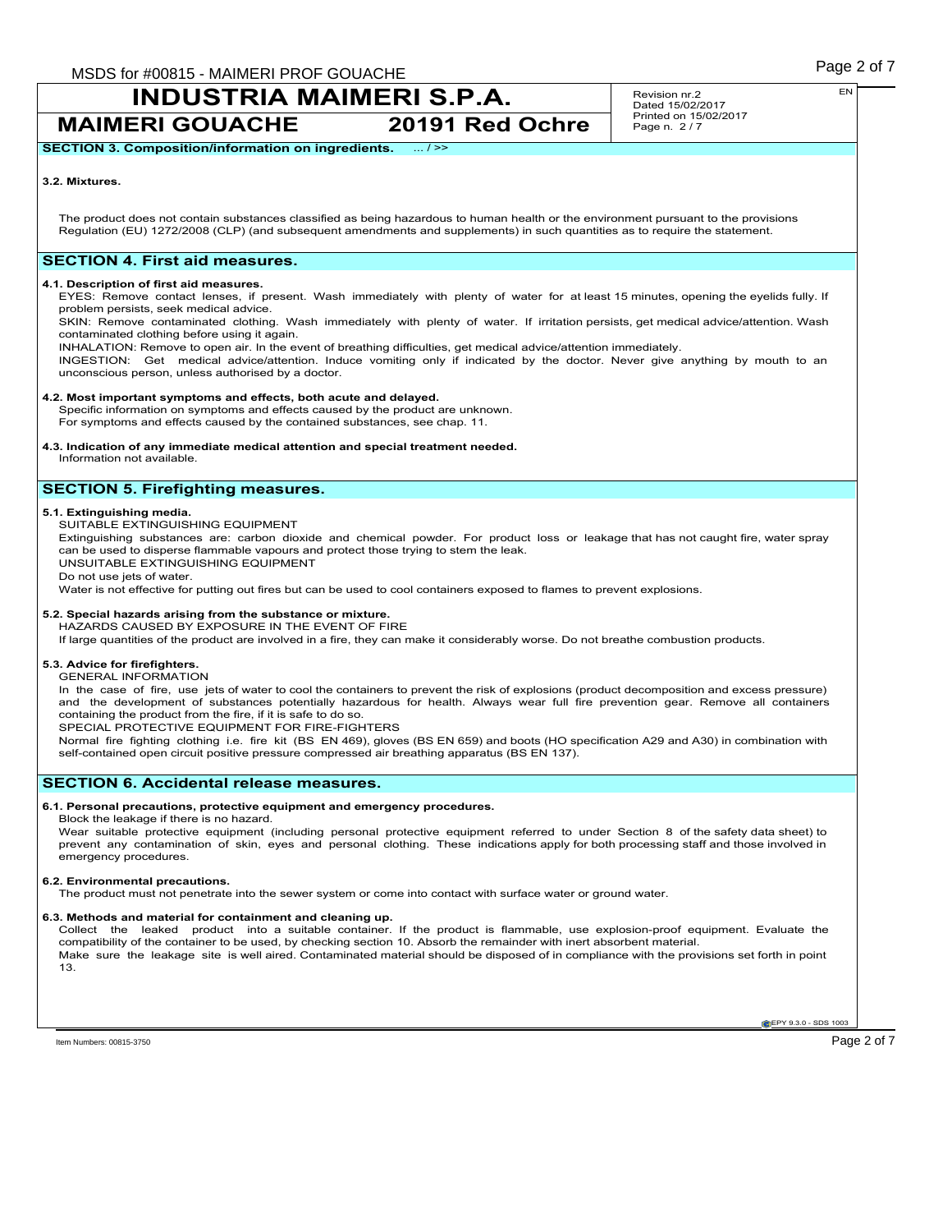**SECTION 3. Composition/information on ingredients.** ... / >>

**3.2. Mixtures.**

The product does not contain substances classified as being hazardous to human health or the environment pursuant to the provisions Regulation (EU) 1272/2008 (CLP) (and subsequent amendments and supplements) in such quantities as to require the statement.

## SECTION 4. First aid measures.

**4.1. Description of first aid measures.**

EYES: Remove contact lenses, if present. Wash immediately with plenty of water for at least 15 minutes, opening the eyelids fully. If problem persists, seek medical advice.

SKIN: Remove contaminated clothing. Wash immediately with plenty of water. If irritation persists, get medical advice/attention. Wash contaminated clothing before using it again.

INHALATION: Remove to open air. In the event of breathing difficulties, get medical advice/attention immediately.

INGESTION: Get medical advice/attention. Induce vomiting only if indicated by the doctor. Never give anything by mouth to an unconscious person, unless authorised by a doctor.

**4.2. Most important symptoms and effects, both acute and delayed.**

Specific information on symptoms and effects caused by the product are unknown.
For symptoms and effects caused by the contained substances, see chap. 11.

**4.3. Indication of any immediate medical attention and special treatment needed.**

Information not available.

## SECTION 5. Firefighting measures.

**5.1. Extinguishing media.**

SUITABLE EXTINGUISHING EQUIPMENT

Extinguishing substances are: carbon dioxide and chemical powder. For product loss or leakage that has not caught fire, water spray can be used to disperse flammable vapours and protect those trying to stem the leak.

UNSUITABLE EXTINGUISHING EQUIPMENT

Do not use jets of water.

Water is not effective for putting out fires but can be used to cool containers exposed to flames to prevent explosions.

**5.2. Special hazards arising from the substance or mixture.**

HAZARDS CAUSED BY EXPOSURE IN THE EVENT OF FIRE

If large quantities of the product are involved in a fire, they can make it considerably worse. Do not breathe combustion products.

**5.3. Advice for firefighters.**

GENERAL INFORMATION

In the case of fire, use jets of water to cool the containers to prevent the risk of explosions (product decomposition and excess pressure) and the development of substances potentially hazardous for health. Always wear full fire prevention gear. Remove all containers containing the product from the fire, if it is safe to do so.

SPECIAL PROTECTIVE EQUIPMENT FOR FIRE-FIGHTERS

Normal fire fighting clothing i.e. fire kit (BS EN 469), gloves (BS EN 659) and boots (HO specification A29 and A30) in combination with self-contained open circuit positive pressure compressed air breathing apparatus (BS EN 137).

## SECTION 6. Accidental release measures.

**6.1. Personal precautions, protective equipment and emergency procedures.**

Block the leakage if there is no hazard.

Wear suitable protective equipment (including personal protective equipment referred to under Section 8 of the safety data sheet) to prevent any contamination of skin, eyes and personal clothing. These indications apply for both processing staff and those involved in emergency procedures.

**6.2. Environmental precautions.**

The product must not penetrate into the sewer system or come into contact with surface water or ground water.

**6.3. Methods and material for containment and cleaning up.**

Collect the leaked product into a suitable container. If the product is flammable, use explosion-proof equipment. Evaluate the compatibility of the container to be used, by checking section 10. Absorb the remainder with inert absorbent material.

Make sure the leakage site is well aired. Contaminated material should be disposed of in compliance with the provisions set forth in point 13.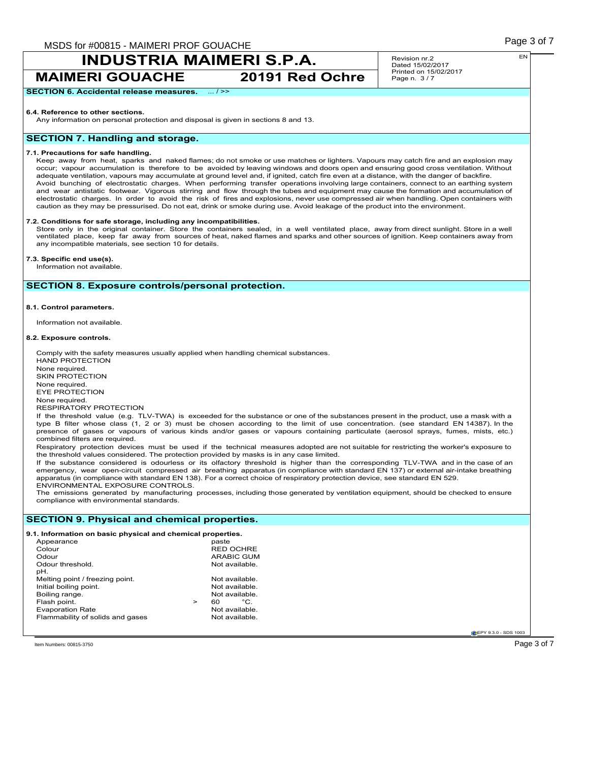**SECTION 6. Accidental release measures.** ... / >>

**6.4. Reference to other sections.**

Any information on personal protection and disposal is given in sections 8 and 13.

## SECTION 7. Handling and storage.

**7.1. Precautions for safe handling.**

Keep away from heat, sparks and naked flames; do not smoke or use matches or lighters. Vapours may catch fire and an explosion may occur; vapour accumulation is therefore to be avoided by leaving windows and doors open and ensuring good cross ventilation. Without adequate ventilation, vapours may accumulate at ground level and, if ignited, catch fire even at a distance, with the danger of backfire. Avoid bunching of electrostatic charges. When performing transfer operations involving large containers, connect to an earthing system and wear antistatic footwear. Vigorous stirring and flow through the tubes and equipment may cause the formation and accumulation of electrostatic charges. In order to avoid the risk of fires and explosions, never use compressed air when handling. Open containers with caution as they may be pressurised. Do not eat, drink or smoke during use. Avoid leakage of the product into the environment.

**7.2. Conditions for safe storage, including any incompatibilities.**

Store only in the original container. Store the containers sealed, in a well ventilated place, away from direct sunlight. Store in a well ventilated place, keep far away from sources of heat, naked flames and sparks and other sources of ignition. Keep containers away from any incompatible materials, see section 10 for details.

**7.3. Specific end use(s).**

Information not available.

## SECTION 8. Exposure controls/personal protection.

**8.1. Control parameters.**

Information not available.

**8.2. Exposure controls.**

Comply with the safety measures usually applied when handling chemical substances.

HAND PROTECTION

None required.

SKIN PROTECTION

None required.

EYE PROTECTION

None required.

RESPIRATORY PROTECTION

If the threshold value (e.g. TLV-TWA) is exceeded for the substance or one of the substances present in the product, use a mask with a type B filter whose class (1, 2 or 3) must be chosen according to the limit of use concentration. (see standard EN 14387). In the presence of gases or vapours of various kinds and/or gases or vapours containing particulate (aerosol sprays, fumes, mists, etc.) combined filters are required.

Respiratory protection devices must be used if the technical measures adopted are not suitable for restricting the worker's exposure to the threshold values considered. The protection provided by masks is in any case limited.

If the substance considered is odourless or its olfactory threshold is higher than the corresponding TLV-TWA and in the case of an emergency, wear open-circuit compressed air breathing apparatus (in compliance with standard EN 137) or external air-intake breathing apparatus (in compliance with standard EN 138). For a correct choice of respiratory protection device, see standard EN 529.

ENVIRONMENTAL EXPOSURE CONTROLS.

The emissions generated by manufacturing processes, including those generated by ventilation equipment, should be checked to ensure compliance with environmental standards.

## SECTION 9. Physical and chemical properties.

**9.1. Information on basic physical and chemical properties.**

| | |
|---|---|
| Appearance | paste |
| Colour | RED OCHRE |
| Odour | ARABIC GUM |
| Odour threshold. | Not available. |
| pH. | |
| Melting point / freezing point. | Not available. |
| Initial boiling point. | Not available. |
| Boiling range. | Not available. |
| Flash point. | > 60 °C. |
| Evaporation Rate | Not available. |
| Flammability of solids and gases | Not available. |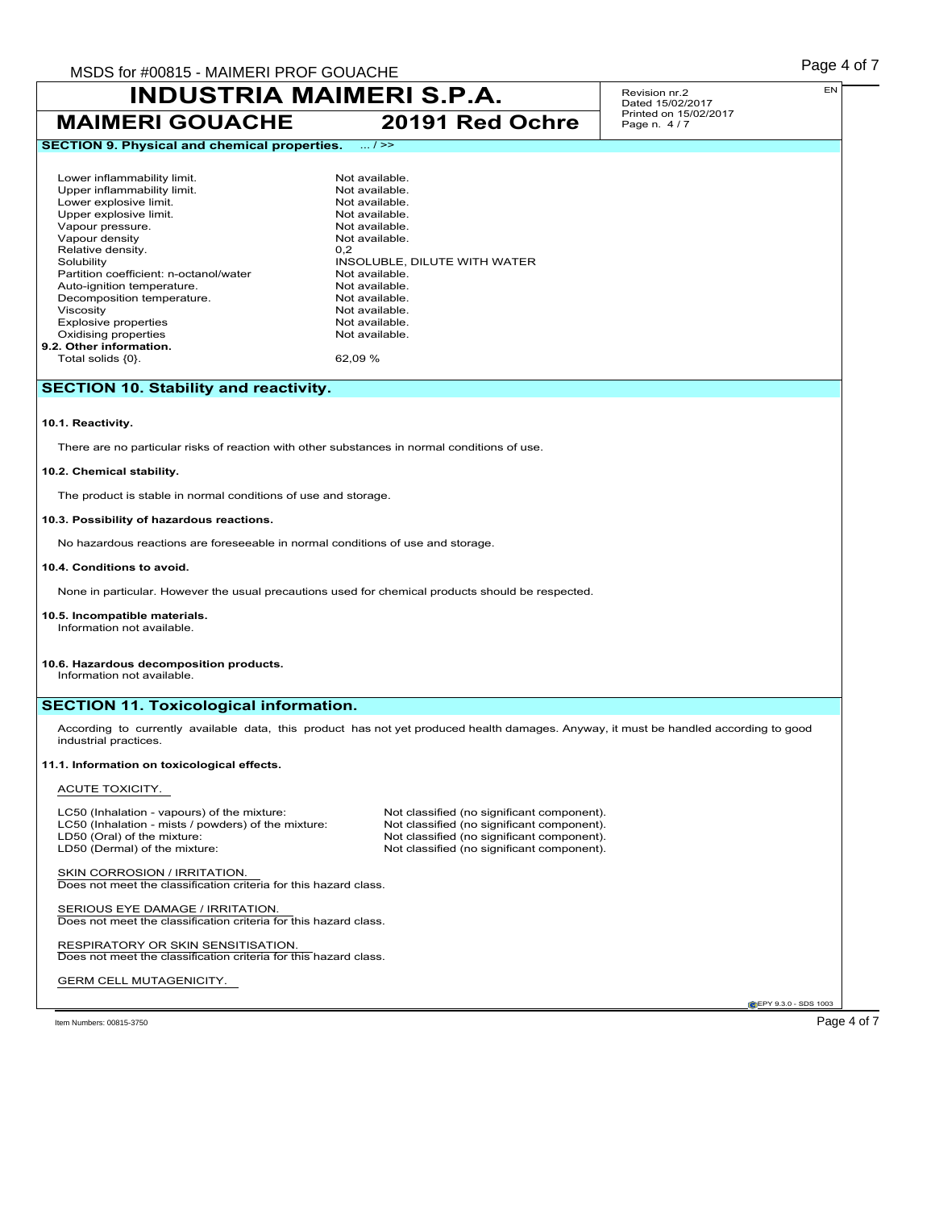**SECTION 9. Physical and chemical properties.** ... / >>

| | |
|---|---|
| Lower inflammability limit. | Not available. |
| Upper inflammability limit. | Not available. |
| Lower explosive limit. | Not available. |
| Upper explosive limit. | Not available. |
| Vapour pressure. | Not available. |
| Vapour density | Not available. |
| Relative density. | 0,2 |
| Solubility | INSOLUBLE, DILUTE WITH WATER |
| Partition coefficient: n-octanol/water | Not available. |
| Auto-ignition temperature. | Not available. |
| Decomposition temperature. | Not available. |
| Viscosity | Not available. |
| Explosive properties | Not available. |
| Oxidising properties | Not available. |

**9.2. Other information.**

| | |
|---|---|
| Total solids {0}. | 62,09 % |

## SECTION 10. Stability and reactivity.

**10.1. Reactivity.**

There are no particular risks of reaction with other substances in normal conditions of use.

**10.2. Chemical stability.**

The product is stable in normal conditions of use and storage.

**10.3. Possibility of hazardous reactions.**

No hazardous reactions are foreseeable in normal conditions of use and storage.

**10.4. Conditions to avoid.**

None in particular. However the usual precautions used for chemical products should be respected.

**10.5. Incompatible materials.**
Information not available.

**10.6. Hazardous decomposition products.**
Information not available.

## SECTION 11. Toxicological information.

According to currently available data, this product has not yet produced health damages. Anyway, it must be handled according to good industrial practices.

**11.1. Information on toxicological effects.**

ACUTE TOXICITY.

| | |
|---|---|
| LC50 (Inhalation - vapours) of the mixture: | Not classified (no significant component). |
| LC50 (Inhalation - mists / powders) of the mixture: | Not classified (no significant component). |
| LD50 (Oral) of the mixture: | Not classified (no significant component). |
| LD50 (Dermal) of the mixture: | Not classified (no significant component). |

SKIN CORROSION / IRRITATION.
Does not meet the classification criteria for this hazard class.

SERIOUS EYE DAMAGE / IRRITATION.
Does not meet the classification criteria for this hazard class.

RESPIRATORY OR SKIN SENSITISATION.
Does not meet the classification criteria for this hazard class.

GERM CELL MUTAGENICITY.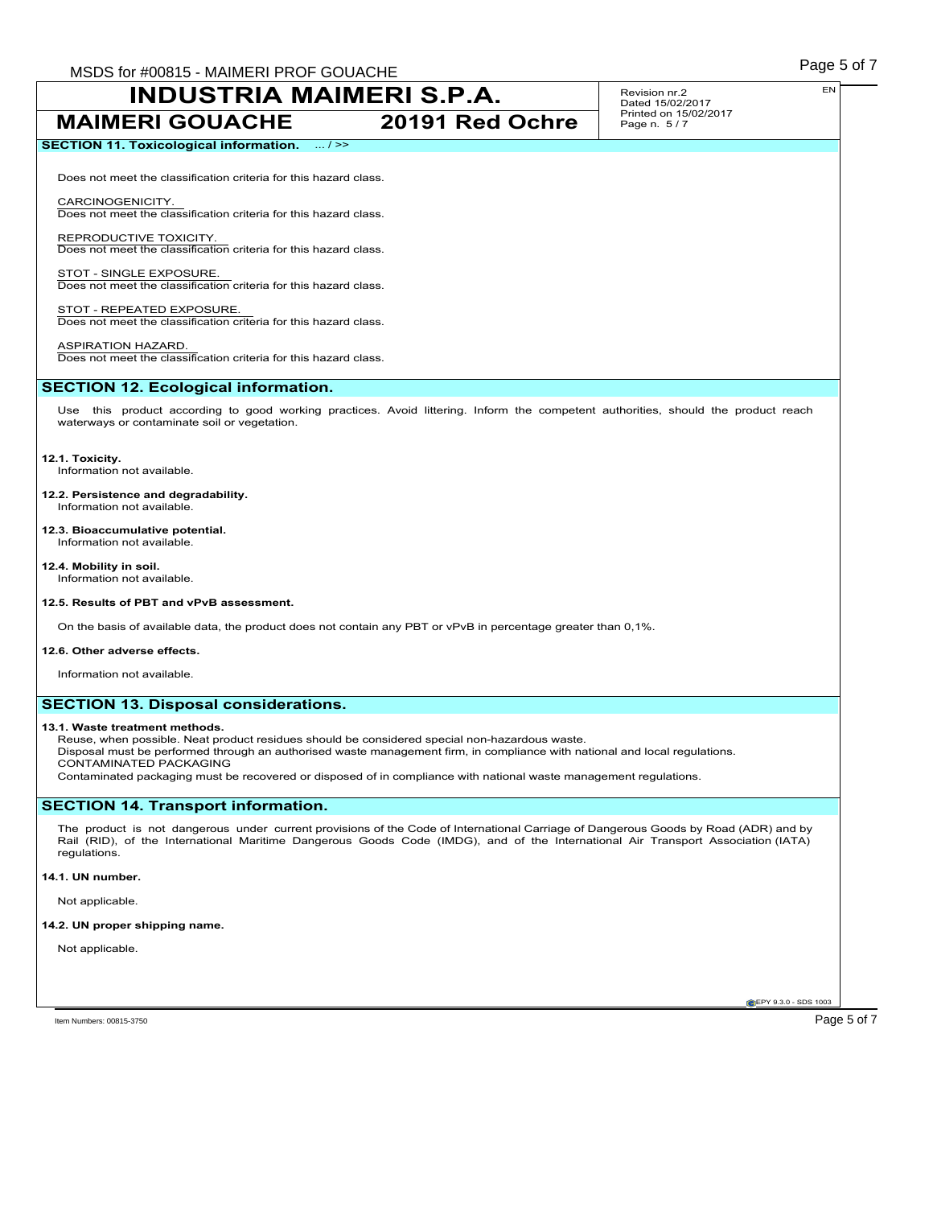## SECTION 11. Toxicological information. ... / >>

Does not meet the classification criteria for this hazard class.

CARCINOGENICITY.
Does not meet the classification criteria for this hazard class.

REPRODUCTIVE TOXICITY.
Does not meet the classification criteria for this hazard class.

STOT - SINGLE EXPOSURE.
Does not meet the classification criteria for this hazard class.

STOT - REPEATED EXPOSURE.
Does not meet the classification criteria for this hazard class.

ASPIRATION HAZARD.
Does not meet the classification criteria for this hazard class.

## SECTION 12. Ecological information.

Use this product according to good working practices. Avoid littering. Inform the competent authorities, should the product reach waterways or contaminate soil or vegetation.

**12.1. Toxicity.**
Information not available.

**12.2. Persistence and degradability.**
Information not available.

**12.3. Bioaccumulative potential.**
Information not available.

**12.4. Mobility in soil.**
Information not available.

**12.5. Results of PBT and vPvB assessment.**

On the basis of available data, the product does not contain any PBT or vPvB in percentage greater than 0,1%.

**12.6. Other adverse effects.**

Information not available.

## SECTION 13. Disposal considerations.

**13.1. Waste treatment methods.**
Reuse, when possible. Neat product residues should be considered special non-hazardous waste.
Disposal must be performed through an authorised waste management firm, in compliance with national and local regulations.
CONTAMINATED PACKAGING
Contaminated packaging must be recovered or disposed of in compliance with national waste management regulations.

## SECTION 14. Transport information.

The product is not dangerous under current provisions of the Code of International Carriage of Dangerous Goods by Road (ADR) and by Rail (RID), of the International Maritime Dangerous Goods Code (IMDG), and of the International Air Transport Association (IATA) regulations.

**14.1. UN number.**

Not applicable.

**14.2. UN proper shipping name.**

Not applicable.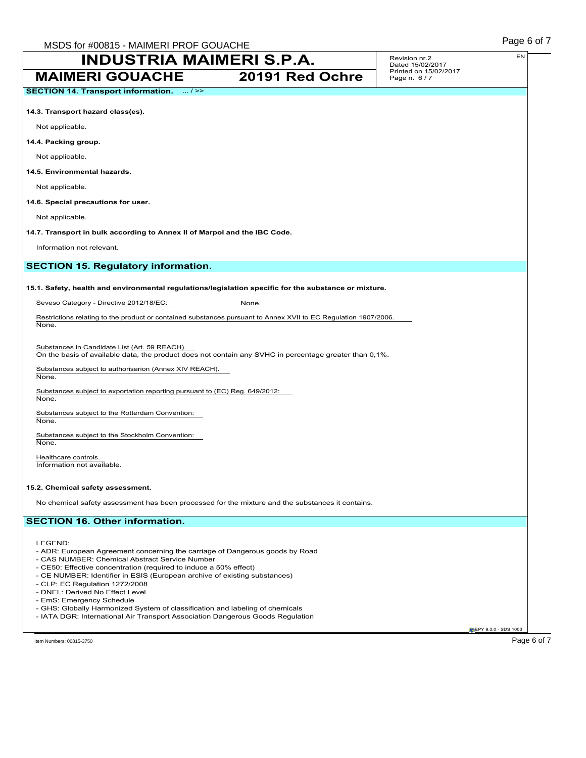**SECTION 14. Transport information.** ... / >>

**14.3. Transport hazard class(es).**

Not applicable.

**14.4. Packing group.**

Not applicable.

**14.5. Environmental hazards.**

Not applicable.

**14.6. Special precautions for user.**

Not applicable.

**14.7. Transport in bulk according to Annex II of Marpol and the IBC Code.**

Information not relevant.

## SECTION 15. Regulatory information.

**15.1. Safety, health and environmental regulations/legislation specific for the substance or mixture.**

Seveso Category - Directive 2012/18/EC: None.

Restrictions relating to the product or contained substances pursuant to Annex XVII to EC Regulation 1907/2006.
None.

Substances in Candidate List (Art. 59 REACH).
On the basis of available data, the product does not contain any SVHC in percentage greater than 0,1%.

Substances subject to authorisarion (Annex XIV REACH).
None.

Substances subject to exportation reporting pursuant to (EC) Reg. 649/2012:
None.

Substances subject to the Rotterdam Convention:
None.

Substances subject to the Stockholm Convention:
None.

Healthcare controls.
Information not available.

**15.2. Chemical safety assessment.**

No chemical safety assessment has been processed for the mixture and the substances it contains.

## SECTION 16. Other information.

LEGEND:
- ADR: European Agreement concerning the carriage of Dangerous goods by Road
- CAS NUMBER: Chemical Abstract Service Number
- CE50: Effective concentration (required to induce a 50% effect)
- CE NUMBER: Identifier in ESIS (European archive of existing substances)
- CLP: EC Regulation 1272/2008
- DNEL: Derived No Effect Level
- EmS: Emergency Schedule
- GHS: Globally Harmonized System of classification and labeling of chemicals
- IATA DGR: International Air Transport Association Dangerous Goods Regulation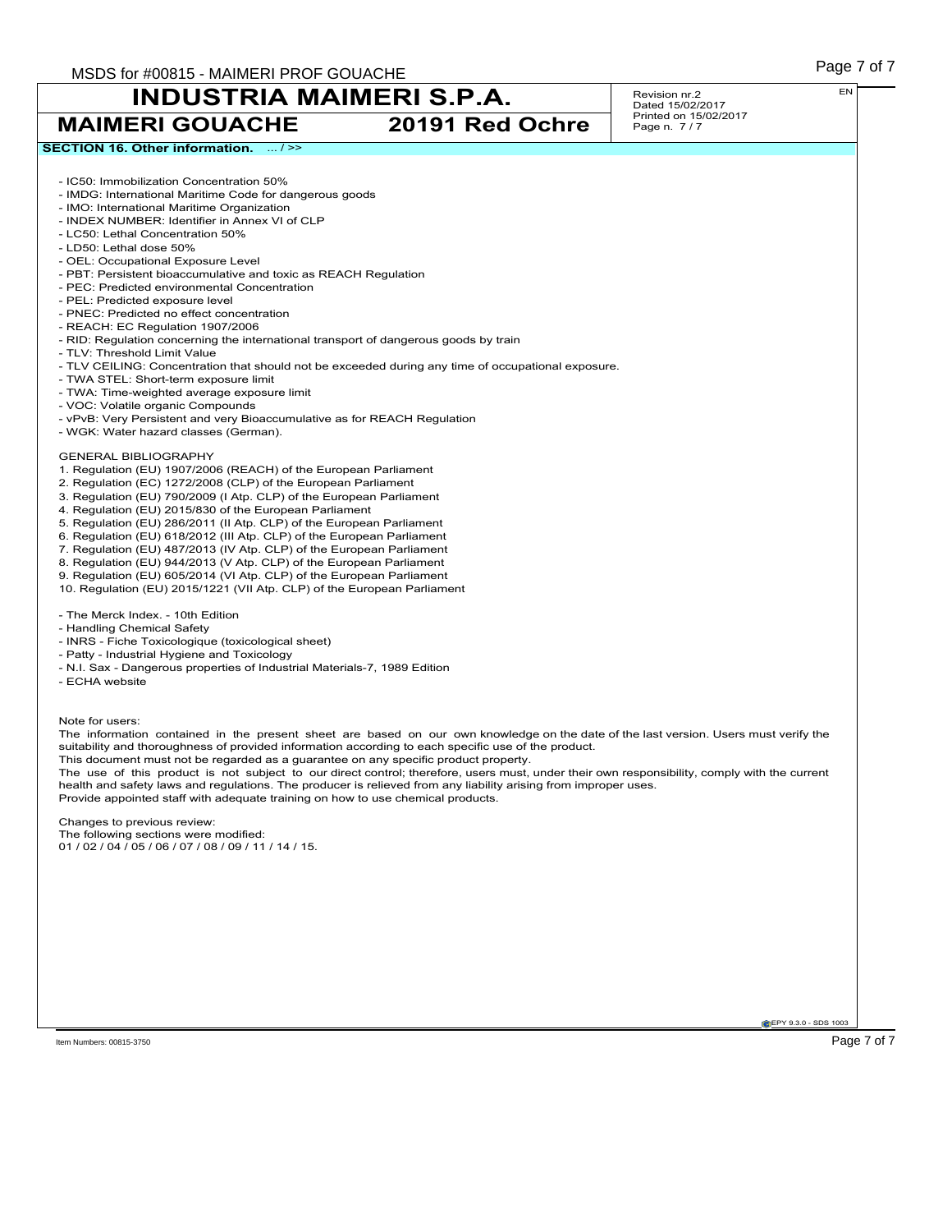## SECTION 16. Other information. ... / >>

- IC50: Immobilization Concentration 50%
- IMDG: International Maritime Code for dangerous goods
- IMO: International Maritime Organization
- INDEX NUMBER: Identifier in Annex VI of CLP
- LC50: Lethal Concentration 50%
- LD50: Lethal dose 50%
- OEL: Occupational Exposure Level
- PBT: Persistent bioaccumulative and toxic as REACH Regulation
- PEC: Predicted environmental Concentration
- PEL: Predicted exposure level
- PNEC: Predicted no effect concentration
- REACH: EC Regulation 1907/2006
- RID: Regulation concerning the international transport of dangerous goods by train
- TLV: Threshold Limit Value
- TLV CEILING: Concentration that should not be exceeded during any time of occupational exposure.
- TWA STEL: Short-term exposure limit
- TWA: Time-weighted average exposure limit
- VOC: Volatile organic Compounds
- vPvB: Very Persistent and very Bioaccumulative as for REACH Regulation
- WGK: Water hazard classes (German).

GENERAL BIBLIOGRAPHY

1. Regulation (EU) 1907/2006 (REACH) of the European Parliament
2. Regulation (EC) 1272/2008 (CLP) of the European Parliament
3. Regulation (EU) 790/2009 (I Atp. CLP) of the European Parliament
4. Regulation (EU) 2015/830 of the European Parliament
5. Regulation (EU) 286/2011 (II Atp. CLP) of the European Parliament
6. Regulation (EU) 618/2012 (III Atp. CLP) of the European Parliament
7. Regulation (EU) 487/2013 (IV Atp. CLP) of the European Parliament
8. Regulation (EU) 944/2013 (V Atp. CLP) of the European Parliament
9. Regulation (EU) 605/2014 (VI Atp. CLP) of the European Parliament
10. Regulation (EU) 2015/1221 (VII Atp. CLP) of the European Parliament

- The Merck Index. - 10th Edition
- Handling Chemical Safety
- INRS - Fiche Toxicologique (toxicological sheet)
- Patty - Industrial Hygiene and Toxicology
- N.I. Sax - Dangerous properties of Industrial Materials-7, 1989 Edition
- ECHA website

Note for users:
The information contained in the present sheet are based on our own knowledge on the date of the last version. Users must verify the suitability and thoroughness of provided information according to each specific use of the product.
This document must not be regarded as a guarantee on any specific product property.
The use of this product is not subject to our direct control; therefore, users must, under their own responsibility, comply with the current health and safety laws and regulations. The producer is relieved from any liability arising from improper uses.
Provide appointed staff with adequate training on how to use chemical products.

Changes to previous review:
The following sections were modified:
01 / 02 / 04 / 05 / 06 / 07 / 08 / 09 / 11 / 14 / 15.